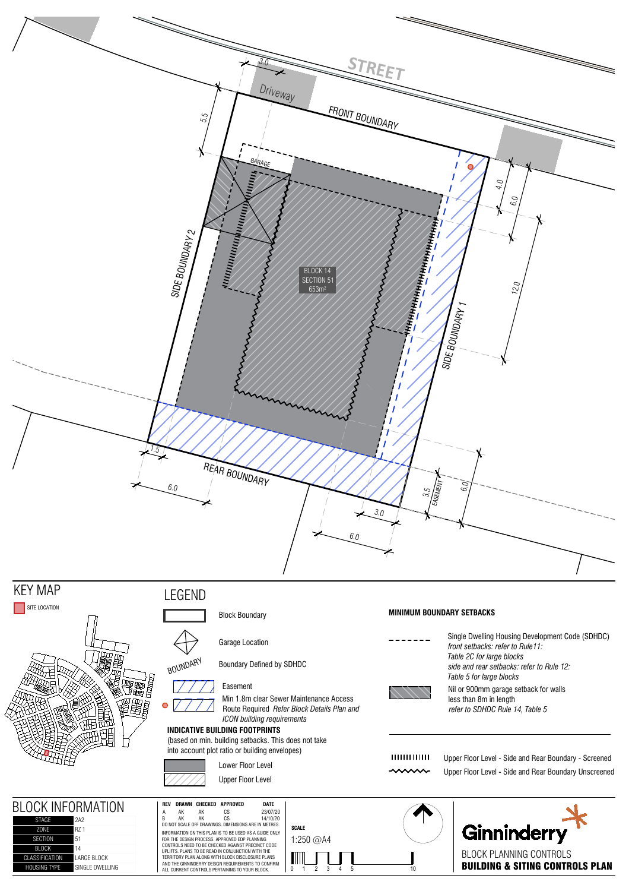STREET

Driveway

FRONT BOUNDARY

GARAGE

SIDE BOUNDARY 2

SIDE BOUNDARY 1

REAR BOUNDARY

BLOCK 14
SECTION 51
653m²

3.0 | 5.5 | 4.0 | 6.0 | 12.0 | 1.5 | 6.0 | 3.5 EASEMENT | 6.0 | 3.0 | 6.0

# KEY MAP

SITE LOCATION

# LEGEND

- Block Boundary
- Garage Location
- BOUNDARY — Boundary Defined by SDHDC
- Easement
- Min 1.8m clear Sewer Maintenance Access Route Required *Refer Block Details Plan and ICON building requirements*

**INDICATIVE BUILDING FOOTPRINTS**
(based on min. building setbacks. This does not take into account plot ratio or building envelopes)

- Lower Floor Level
- Upper Floor Level

**MINIMUM BOUNDARY SETBACKS**

- Single Dwelling Housing Development Code (SDHDC) *front setbacks: refer to Rule11: Table 2C for large blocks side and rear setbacks: refer to Rule 12: Table 5 for large blocks*
- Nil or 900mm garage setback for walls less than 8m in length *refer to SDHDC Rule 14, Table 5*
- Upper Floor Level - Side and Rear Boundary - Screened
- Upper Floor Level - Side and Rear Boundary Unscreened

# BLOCK INFORMATION

| | |
|---|---|
| STAGE | 2A2 |
| ZONE | RZ 1 |
| SECTION | 51 |
| BLOCK | 14 |
| CLASSIFICATION | LARGE BLOCK |
| HOUSING TYPE | SINGLE DWELLING |

| REV | DRAWN | CHECKED | APPROVED | DATE |
|---|---|---|---|---|
| A | AK | AK | CS | 23/07/20 |
| B | AK | AK | CS | 14/10/20 |

DO NOT SCALE OFF DRAWINGS. DIMENSIONS ARE IN METRES.

INFORMATION ON THIS PLAN IS TO BE USED AS A GUIDE ONLY FOR THE DESIGN PROCESS. APPROVED EDP PLANNING CONTROLS NEED TO BE CHECKED AGAINST PRECINCT CODE UPLIFTS. PLANS TO BE READ IN CONJUNCTION WITH THE TERRITORY PLAN ALONG WITH BLOCK DISCLOSURE PLANS AND THE GINNINDERRY DESIGN REQUIREMENTS TO CONFIRM ALL CURRENT CONTROLS PERTAINING TO YOUR BLOCK.

**SCALE**
1:250 @A4

0 1 2 3 4 5 10

Ginninderry

BLOCK PLANNING CONTROLS
**BUILDING & SITING CONTROLS PLAN**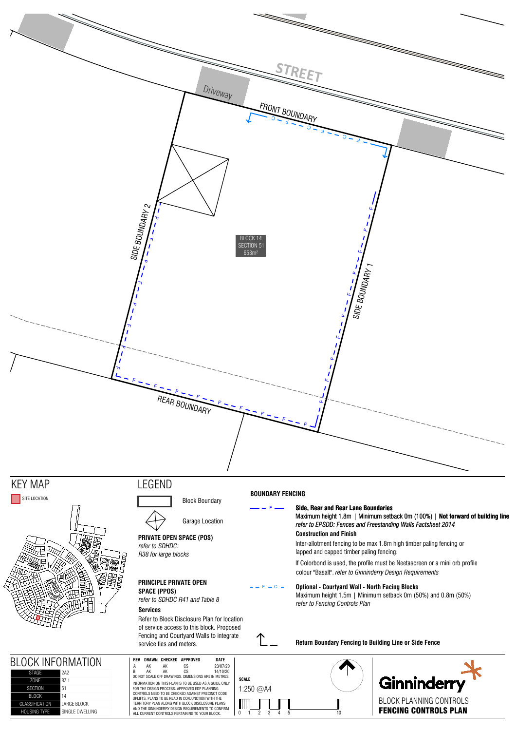STREET

Driveway

FRONT BOUNDARY

SIDE BOUNDARY 2

SIDE BOUNDARY 1

REAR BOUNDARY

BLOCK 14
SECTION 51
653m²

# KEY MAP

SITE LOCATION

# LEGEND

Block Boundary

Garage Location

**PRIVATE OPEN SPACE (POS)**
*refer to SDHDC:*
*R38 for large blocks*

**PRINCIPLE PRIVATE OPEN SPACE (PPOS)**
*refer to SDHDC R41 and Table 8*

**Services**
Refer to Block Disclosure Plan for location of service access to this block. Proposed Fencing and Courtyard Walls to integrate service ties and meters.

## BOUNDARY FENCING

**Side, Rear and Rear Lane Boundaries**
Maximum height 1.8m | Minimum setback 0m (100%) | **Not forward of building line**
*refer to EPSDD: Fences and Freestanding Walls Factsheet 2014*

**Construction and Finish**
Inter-allotment fencing to be max 1.8m high timber paling fencing or lapped and capped timber paling fencing.

If Colorbond is used, the profile must be Neetascreen or a mini orb profile colour "Basalt". *refer to Ginninderry Design Requirements*

**Optional - Courtyard Wall - North Facing Blocks**
Maximum height 1.5m | Minimum setback 0m (50%) and 0.8m (50%)
*refer to Fencing Controls Plan*

**Return Boundary Fencing to Building Line or Side Fence**

# BLOCK INFORMATION

| | |
|---|---|
| STAGE | 2A2 |
| ZONE | RZ 1 |
| SECTION | 51 |
| BLOCK | 14 |
| CLASSIFICATION | LARGE BLOCK |
| HOUSING TYPE | SINGLE DWELLING |

| REV | DRAWN | CHECKED | APPROVED | DATE |
|---|---|---|---|---|
| A | AK | AK | CS | 23/07/20 |
| B | AK | AK | CS | 14/10/20 |

DO NOT SCALE OFF DRAWINGS. DIMENSIONS ARE IN METRES.

INFORMATION ON THIS PLAN IS TO BE USED AS A GUIDE ONLY FOR THE DESIGN PROCESS. APPROVED EDP PLANNING CONTROLS NEED TO BE CHECKED AGAINST PRECINCT CODE UPLIFTS. PLANS TO BE READ IN CONJUNCTION WITH THE TERRITORY PLAN ALONG WITH BLOCK DISCLOSURE PLANS AND THE GINNINDERRY DESIGN REQUIREMENTS TO CONFIRM ALL CURRENT CONTROLS PERTAINING TO YOUR BLOCK.

**SCALE**
1:250 @A4

0 1 2 3 4 5 10

Ginninderry

BLOCK PLANNING CONTROLS
**FENCING CONTROLS PLAN**